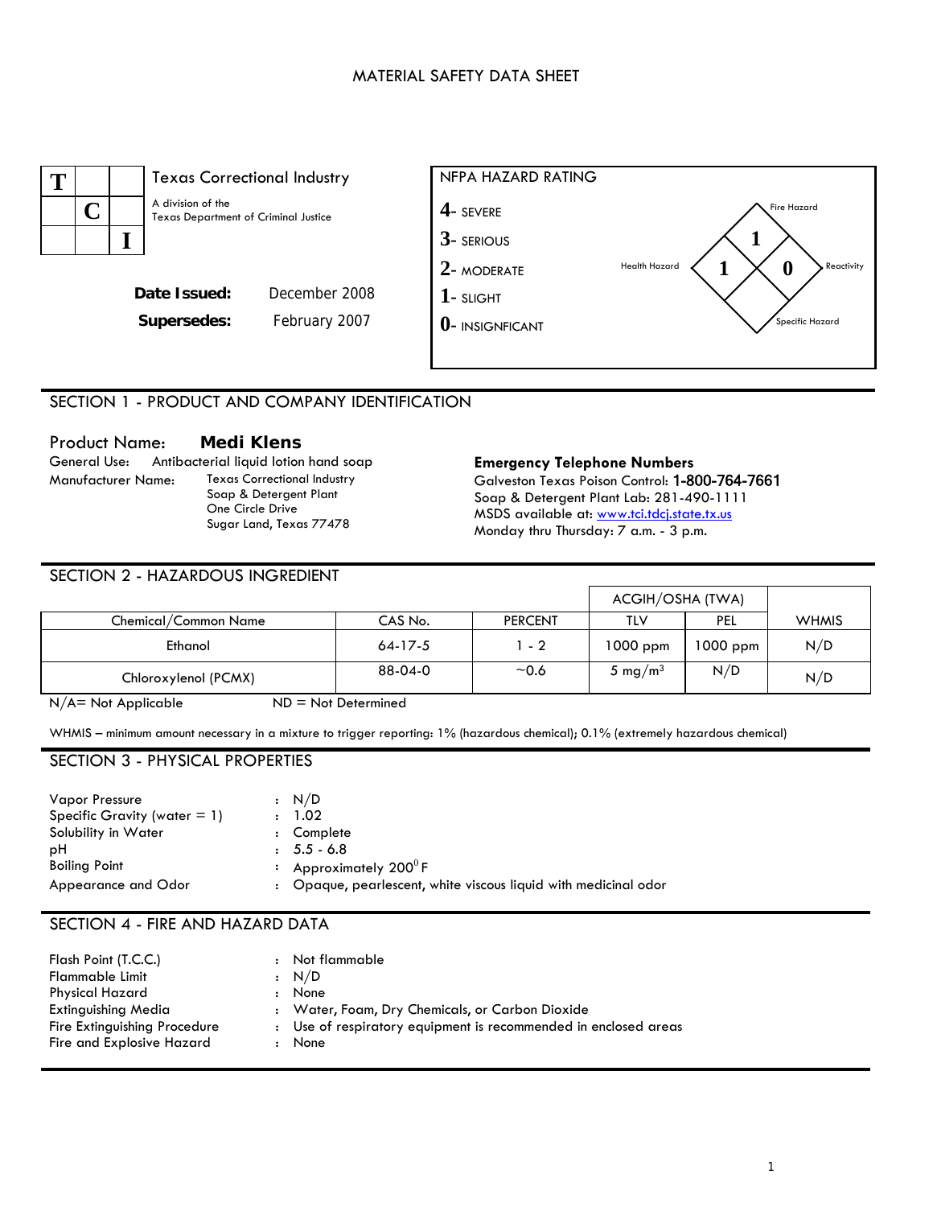# MATERIAL SAFETY DATA SHEET

**T C I**

Texas Correctional Industry

A division of the Texas Department of Criminal Justice

**Date Issued:** December 2008

**Supersedes:** February 2007

**NFPA HAZARD RATING**

- **4**- SEVERE
- **3**- SERIOUS
- **2**- MODERATE
- **1**- SLIGHT
- **0**- INSIGNFICANT

Fire Hazard: 1

Health Hazard: 1

Reactivity: 0

Specific Hazard:

## SECTION 1 - PRODUCT AND COMPANY IDENTIFICATION

Product Name: **Medi Klens**

General Use: Antibacterial liquid lotion hand soap

Manufacturer Name: Texas Correctional Industry
Soap & Detergent Plant
One Circle Drive
Sugar Land, Texas 77478

**Emergency Telephone Numbers**

Galveston Texas Poison Control: 1-800-764-7661

Soap & Detergent Plant Lab: 281-490-1111

MSDS available at: www.tci.tdcj.state.tx.us

Monday thru Thursday: 7 a.m. - 3 p.m.

## SECTION 2 - HAZARDOUS INGREDIENT

| | | | ACGIH/OSHA (TWA) | | |
|---|---|---|---|---|---|
| Chemical/Common Name | CAS No. | PERCENT | TLV | PEL | WHMIS |
| Ethanol | 64-17-5 | 1 - 2 | 1000 ppm | 1000 ppm | N/D |
| Chloroxylenol (PCMX) | 88-04-0 | ~0.6 | 5 mg/m$^3$ | N/D | N/D |

N/A= Not Applicable ND = Not Determined

WHMIS – minimum amount necessary in a mixture to trigger reporting: 1% (hazardous chemical); 0.1% (extremely hazardous chemical)

## SECTION 3 - PHYSICAL PROPERTIES

| | | |
|---|---|---|
| Vapor Pressure | : | N/D |
| Specific Gravity (water = 1) | : | 1.02 |
| Solubility in Water | : | Complete |
| pH | : | 5.5 - 6.8 |
| Boiling Point | : | Approximately 200$^0$ F |
| Appearance and Odor | : | Opaque, pearlescent, white viscous liquid with medicinal odor |

## SECTION 4 - FIRE AND HAZARD DATA

| | | |
|---|---|---|
| Flash Point (T.C.C.) | : | Not flammable |
| Flammable Limit | : | N/D |
| Physical Hazard | : | None |
| Extinguishing Media | : | Water, Foam, Dry Chemicals, or Carbon Dioxide |
| Fire Extinguishing Procedure | : | Use of respiratory equipment is recommended in enclosed areas |
| Fire and Explosive Hazard | : | None |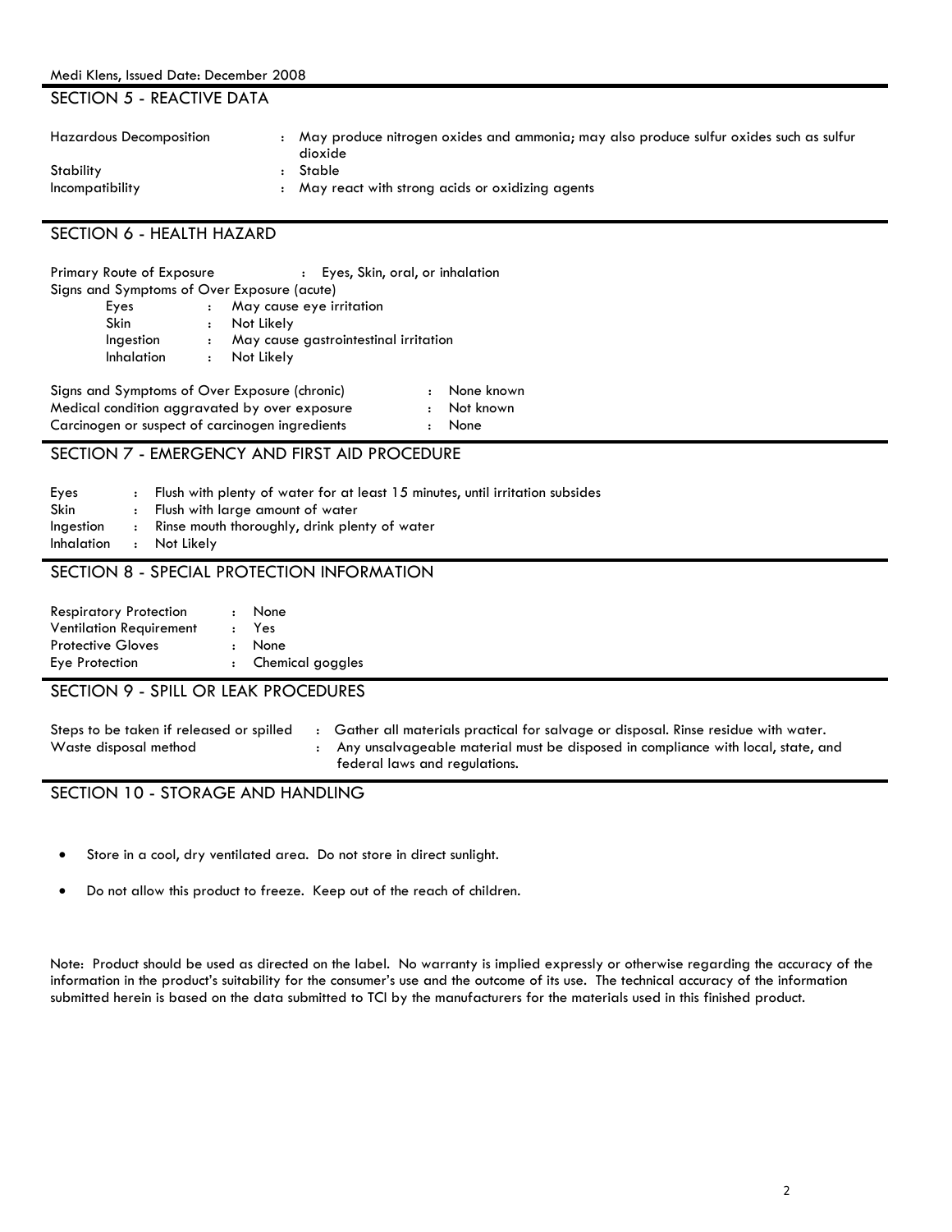## SECTION 5 - REACTIVE DATA

| | | |
|---|---|---|
| Hazardous Decomposition | : | May produce nitrogen oxides and ammonia; may also produce sulfur oxides such as sulfur dioxide |
| Stability | : | Stable |
| Incompatibility | : | May react with strong acids or oxidizing agents |

## SECTION 6 - HEALTH HAZARD

Primary Route of Exposure : Eyes, Skin, oral, or inhalation

Signs and Symptoms of Over Exposure (acute)

| | | |
|---|---|---|
| Eyes | : | May cause eye irritation |
| Skin | : | Not Likely |
| Ingestion | : | May cause gastrointestinal irritation |
| Inhalation | : | Not Likely |

| | | |
|---|---|---|
| Signs and Symptoms of Over Exposure (chronic) | : | None known |
| Medical condition aggravated by over exposure | : | Not known |
| Carcinogen or suspect of carcinogen ingredients | : | None |

## SECTION 7 - EMERGENCY AND FIRST AID PROCEDURE

| | | |
|---|---|---|
| Eyes | : | Flush with plenty of water for at least 15 minutes, until irritation subsides |
| Skin | : | Flush with large amount of water |
| Ingestion | : | Rinse mouth thoroughly, drink plenty of water |
| Inhalation | : | Not Likely |

## SECTION 8 - SPECIAL PROTECTION INFORMATION

| | | |
|---|---|---|
| Respiratory Protection | : | None |
| Ventilation Requirement | : | Yes |
| Protective Gloves | : | None |
| Eye Protection | : | Chemical goggles |

## SECTION 9 - SPILL OR LEAK PROCEDURES

| | | |
|---|---|---|
| Steps to be taken if released or spilled | : | Gather all materials practical for salvage or disposal. Rinse residue with water. |
| Waste disposal method | : | Any unsalvageable material must be disposed in compliance with local, state, and federal laws and regulations. |

## SECTION 10 - STORAGE AND HANDLING

- Store in a cool, dry ventilated area. Do not store in direct sunlight.
- Do not allow this product to freeze. Keep out of the reach of children.

Note: Product should be used as directed on the label. No warranty is implied expressly or otherwise regarding the accuracy of the information in the product's suitability for the consumer's use and the outcome of its use. The technical accuracy of the information submitted herein is based on the data submitted to TCI by the manufacturers for the materials used in this finished product.